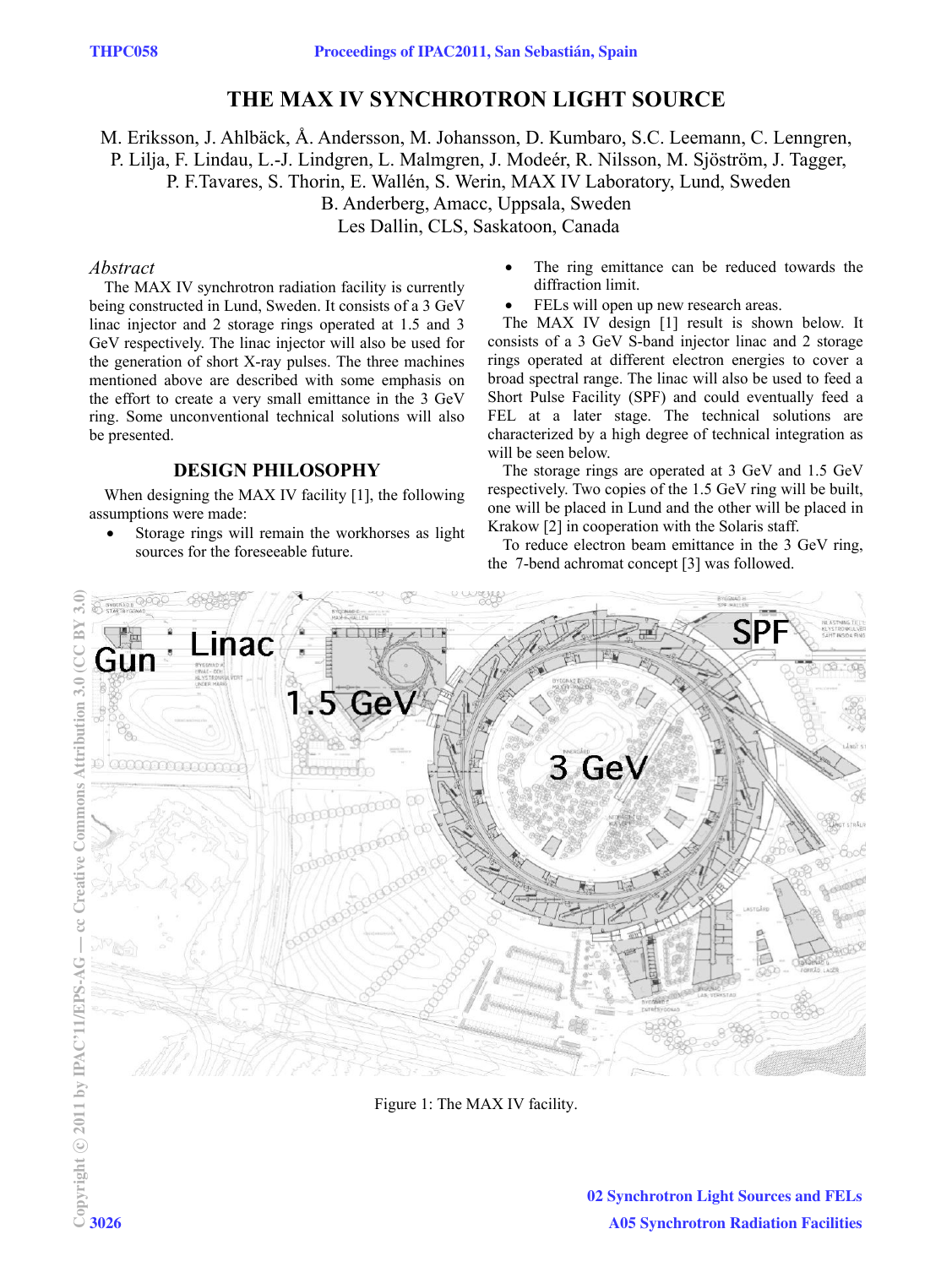# THE MAX IV SYNCHROTRON LIGHT SOURCE

M. Eriksson, J. Ahlbäck, Å. Andersson, M. Johansson, D. Kumbaro, S.C. Leemann, C. Lenngren, P. Lilja, F. Lindau, L.-J. Lindgren, L. Malmgren, J. Modeér, R. Nilsson, M. Sjöström, J. Tagger, P. F.Tavares, S. Thorin, E. Wallén, S. Werin, MAX IV Laboratory, Lund, Sweden
B. Anderberg, Amacc, Uppsala, Sweden
Les Dallin, CLS, Saskatoon, Canada

*Abstract*

The MAX IV synchrotron radiation facility is currently being constructed in Lund, Sweden. It consists of a 3 GeV linac injector and 2 storage rings operated at 1.5 and 3 GeV respectively. The linac injector will also be used for the generation of short X-ray pulses. The three machines mentioned above are described with some emphasis on the effort to create a very small emittance in the 3 GeV ring. Some unconventional technical solutions will also be presented.

## DESIGN PHILOSOPHY

When designing the MAX IV facility [1], the following assumptions were made:

- Storage rings will remain the workhorses as light sources for the foreseeable future.
- The ring emittance can be reduced towards the diffraction limit.
- FELs will open up new research areas.

The MAX IV design [1] result is shown below. It consists of a 3 GeV S-band injector linac and 2 storage rings operated at different electron energies to cover a broad spectral range. The linac will also be used to feed a Short Pulse Facility (SPF) and could eventually feed a FEL at a later stage. The technical solutions are characterized by a high degree of technical integration as will be seen below.

The storage rings are operated at 3 GeV and 1.5 GeV respectively. Two copies of the 1.5 GeV ring will be built, one will be placed in Lund and the other will be placed in Krakow [2] in cooperation with the Solaris staff.

To reduce electron beam emittance in the 3 GeV ring, the 7-bend achromat concept [3] was followed.

Figure 1: The MAX IV facility.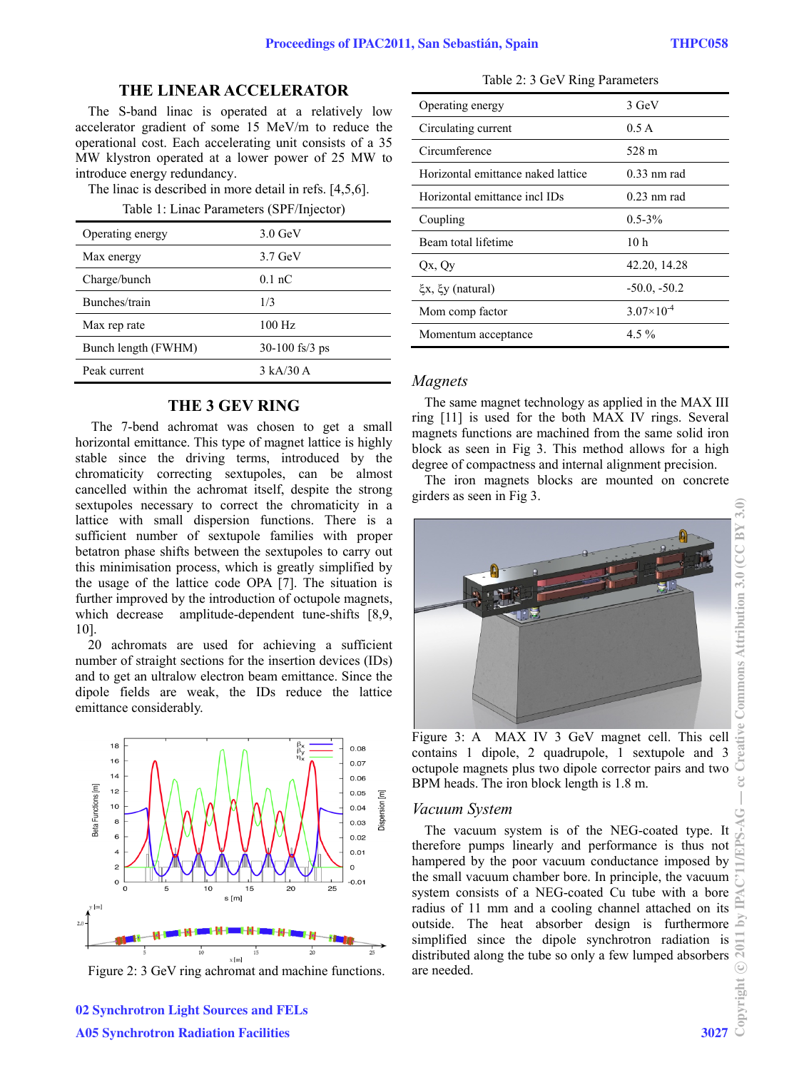## THE LINEAR ACCELERATOR

The S-band linac is operated at a relatively low accelerator gradient of some 15 MeV/m to reduce the operational cost. Each accelerating unit consists of a 35 MW klystron operated at a lower power of 25 MW to introduce energy redundancy.

The linac is described in more detail in refs. [4,5,6].

Table 1: Linac Parameters (SPF/Injector)

| | |
|---|---|
| Operating energy | 3.0 GeV |
| Max energy | 3.7 GeV |
| Charge/bunch | 0.1 nC |
| Bunches/train | 1/3 |
| Max rep rate | 100 Hz |
| Bunch length (FWHM) | 30-100 fs/3 ps |
| Peak current | 3 kA/30 A |

## THE 3 GEV RING

The 7-bend achromat was chosen to get a small horizontal emittance. This type of magnet lattice is highly stable since the driving terms, introduced by the chromaticity correcting sextupoles, can be almost cancelled within the achromat itself, despite the strong sextupoles necessary to correct the chromaticity in a lattice with small dispersion functions. There is a sufficient number of sextupole families with proper betatron phase shifts between the sextupoles to carry out this minimisation process, which is greatly simplified by the usage of the lattice code OPA [7]. The situation is further improved by the introduction of octupole magnets, which decrease amplitude-dependent tune-shifts [8,9, 10].

20 achromats are used for achieving a sufficient number of straight sections for the insertion devices (IDs) and to get an ultralow electron beam emittance. Since the dipole fields are weak, the IDs reduce the lattice emittance considerably.

Figure 2: 3 GeV ring achromat and machine functions.

Table 2: 3 GeV Ring Parameters

| | |
|---|---|
| Operating energy | 3 GeV |
| Circulating current | 0.5 A |
| Circumference | 528 m |
| Horizontal emittance naked lattice | 0.33 nm rad |
| Horizontal emittance incl IDs | 0.23 nm rad |
| Coupling | 0.5-3% |
| Beam total lifetime | 10 h |
| Qx, Qy | 42.20, 14.28 |
| $\xi x$, $\xi y$ (natural) | -50.0, -50.2 |
| Mom comp factor | $3.07\times10^{-4}$ |
| Momentum acceptance | 4.5 % |

### *Magnets*

The same magnet technology as applied in the MAX III ring [11] is used for the both MAX IV rings. Several magnets functions are machined from the same solid iron block as seen in Fig 3. This method allows for a high degree of compactness and internal alignment precision.

The iron magnets blocks are mounted on concrete girders as seen in Fig 3.

Figure 3: A MAX IV 3 GeV magnet cell. This cell contains 1 dipole, 2 quadrupole, 1 sextupole and 3 octupole magnets plus two dipole corrector pairs and two BPM heads. The iron block length is 1.8 m.

### *Vacuum System*

The vacuum system is of the NEG-coated type. It therefore pumps linearly and performance is thus not hampered by the poor vacuum conductance imposed by the small vacuum chamber bore. In principle, the vacuum system consists of a NEG-coated Cu tube with a bore radius of 11 mm and a cooling channel attached on its outside. The heat absorber design is furthermore simplified since the dipole synchrotron radiation is distributed along the tube so only a few lumped absorbers are needed.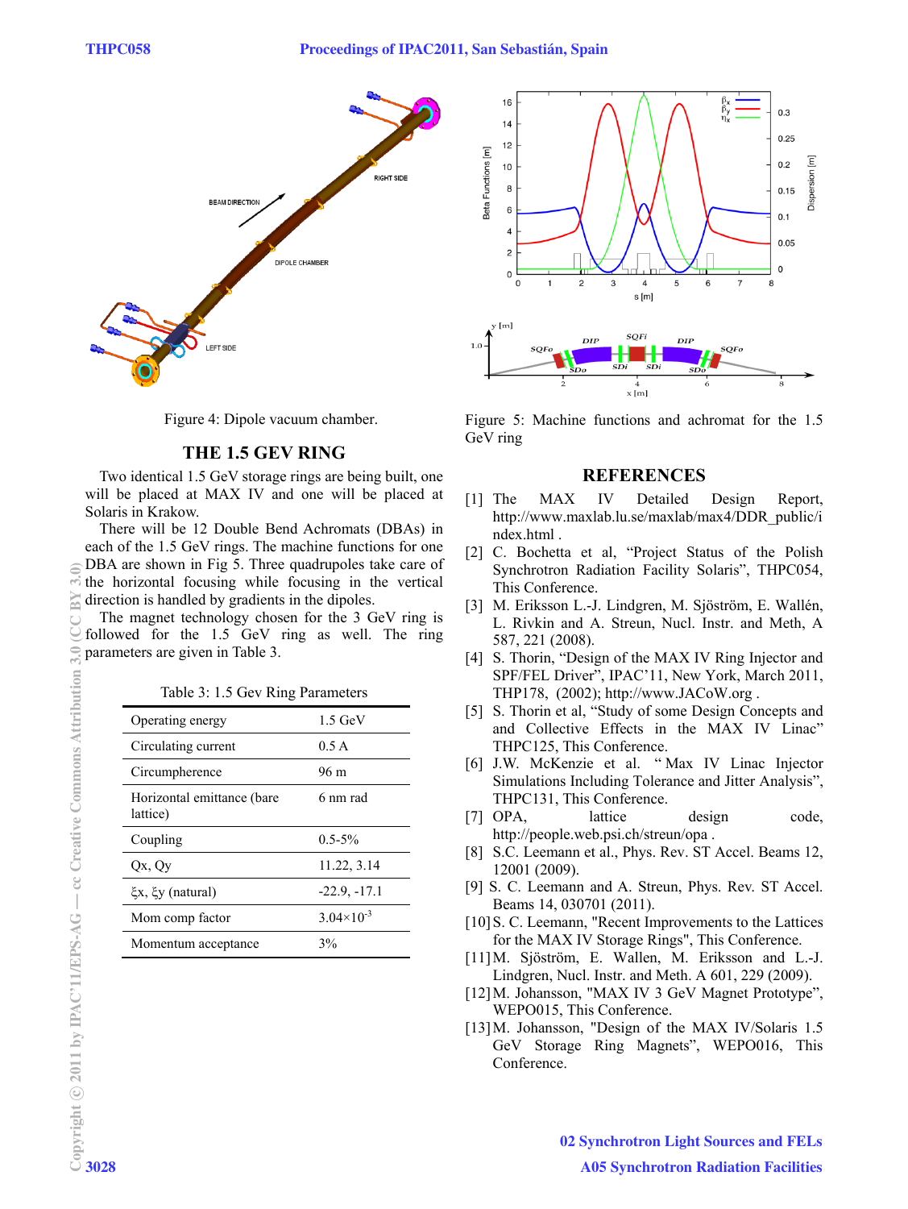LEFT SIDE

DIPOLE CHAMBER

BEAM DIRECTION

RIGHT SIDE

Figure 4: Dipole vacuum chamber.

## THE 1.5 GEV RING

Two identical 1.5 GeV storage rings are being built, one will be placed at MAX IV and one will be placed at Solaris in Krakow.

There will be 12 Double Bend Achromats (DBAs) in each of the 1.5 GeV rings. The machine functions for one DBA are shown in Fig 5. Three quadrupoles take care of the horizontal focusing while focusing in the vertical direction is handled by gradients in the dipoles.

The magnet technology chosen for the 3 GeV ring is followed for the 1.5 GeV ring as well. The ring parameters are given in Table 3.

Table 3: 1.5 Gev Ring Parameters

| | |
|---|---|
| Operating energy | 1.5 GeV |
| Circulating current | 0.5 A |
| Circumpherence | 96 m |
| Horizontal emittance (bare lattice) | 6 nm rad |
| Coupling | 0.5-5% |
| Qx, Qy | 11.22, 3.14 |
| $\xi$x, $\xi$y (natural) | -22.9, -17.1 |
| Mom comp factor | $3.04\times10^{-3}$ |
| Momentum acceptance | 3% |

Beta Functions [m]

Dispersion [m]

$\beta_x$ $\beta_y$ $\eta_x$

s [m]

y [m]

x [m]

SQFo DIP SQFi DIP SQFo

SDo SDi SDi SDo

Figure 5: Machine functions and achromat for the 1.5 GeV ring

## REFERENCES

[1] The MAX IV Detailed Design Report, http://www.maxlab.lu.se/maxlab/max4/DDR_public/index.html .

[2] C. Bochetta et al, "Project Status of the Polish Synchrotron Radiation Facility Solaris", THPC054, This Conference.

[3] M. Eriksson L.-J. Lindgren, M. Sjöström, E. Wallén, L. Rivkin and A. Streun, Nucl. Instr. and Meth, A 587, 221 (2008).

[4] S. Thorin, "Design of the MAX IV Ring Injector and SPF/FEL Driver", IPAC'11, New York, March 2011, THP178, (2002); http://www.JACoW.org .

[5] S. Thorin et al, "Study of some Design Concepts and and Collective Effects in the MAX IV Linac" THPC125, This Conference.

[6] J.W. McKenzie et al. " Max IV Linac Injector Simulations Including Tolerance and Jitter Analysis", THPC131, This Conference.

[7] OPA, lattice design code, http://people.web.psi.ch/streun/opa .

[8] S.C. Leemann et al., Phys. Rev. ST Accel. Beams 12, 12001 (2009).

[9] S. C. Leemann and A. Streun, Phys. Rev. ST Accel. Beams 14, 030701 (2011).

[10] S. C. Leemann, "Recent Improvements to the Lattices for the MAX IV Storage Rings", This Conference.

[11] M. Sjöström, E. Wallen, M. Eriksson and L.-J. Lindgren, Nucl. Instr. and Meth. A 601, 229 (2009).

[12] M. Johansson, "MAX IV 3 GeV Magnet Prototype", WEPO015, This Conference.

[13] M. Johansson, "Design of the MAX IV/Solaris 1.5 GeV Storage Ring Magnets", WEPO016, This Conference.